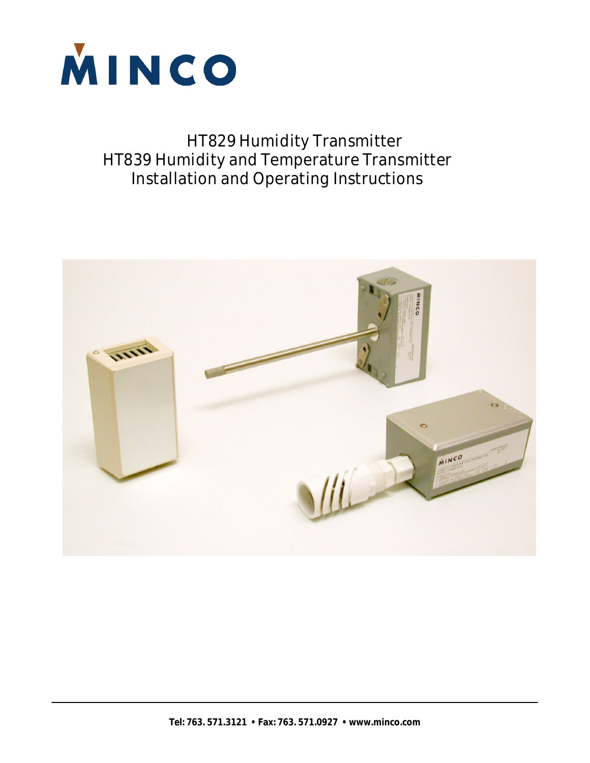MINCO

# HT829 Humidity Transmitter
# HT839 Humidity and Temperature Transmitter
# Installation and Operating Instructions

**Tel: 763. 571.3121 • Fax: 763. 571.0927 • www.minco.com**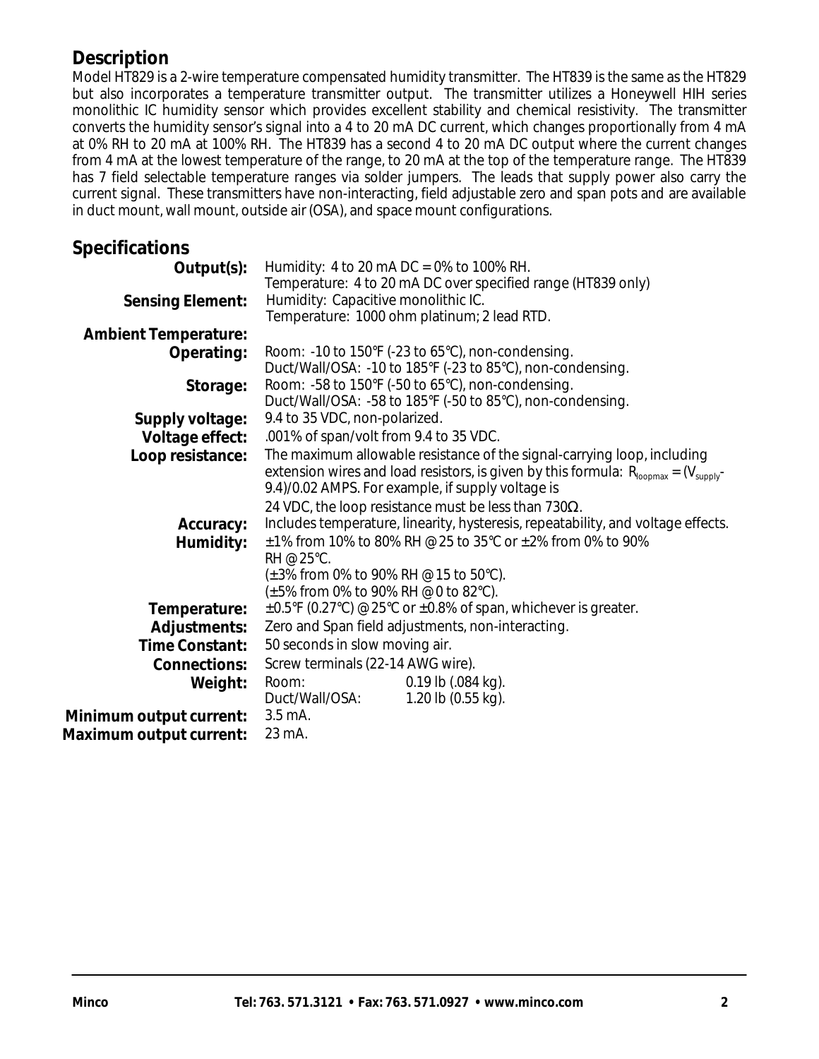## Description

Model HT829 is a 2-wire temperature compensated humidity transmitter. The HT839 is the same as the HT829 but also incorporates a temperature transmitter output. The transmitter utilizes a Honeywell HIH series monolithic IC humidity sensor which provides excellent stability and chemical resistivity. The transmitter converts the humidity sensor's signal into a 4 to 20 mA DC current, which changes proportionally from 4 mA at 0% RH to 20 mA at 100% RH. The HT839 has a second 4 to 20 mA DC output where the current changes from 4 mA at the lowest temperature of the range, to 20 mA at the top of the temperature range. The HT839 has 7 field selectable temperature ranges via solder jumpers. The leads that supply power also carry the current signal. These transmitters have non-interacting, field adjustable zero and span pots and are available in duct mount, wall mount, outside air (OSA), and space mount configurations.

## Specifications

**Output(s):** Humidity: 4 to 20 mA DC = 0% to 100% RH.
Temperature: 4 to 20 mA DC over specified range (HT839 only)

**Sensing Element:** Humidity: Capacitive monolithic IC.
Temperature: 1000 ohm platinum; 2 lead RTD.

**Ambient Temperature:**

**Operating:** Room: -10 to 150°F (-23 to 65°C), non-condensing.
Duct/Wall/OSA: -10 to 185°F (-23 to 85°C), non-condensing.

**Storage:** Room: -58 to 150°F (-50 to 65°C), non-condensing.
Duct/Wall/OSA: -58 to 185°F (-50 to 85°C), non-condensing.

**Supply voltage:** 9.4 to 35 VDC, non-polarized.

**Voltage effect:** .001% of span/volt from 9.4 to 35 VDC.

**Loop resistance:** The maximum allowable resistance of the signal-carrying loop, including extension wires and load resistors, is given by this formula: $R_{loopmax} = (V_{supply} - 9.4)/0.02$ AMPS. For example, if supply voltage is 24 VDC, the loop resistance must be less than 730Ω.

**Accuracy:** Includes temperature, linearity, hysteresis, repeatability, and voltage effects.

**Humidity:** ±1% from 10% to 80% RH @ 25 to 35°C or ±2% from 0% to 90% RH @ 25°C.
(±3% from 0% to 90% RH @ 15 to 50°C).
(±5% from 0% to 90% RH @ 0 to 82°C).

**Temperature:** ±0.5°F (0.27°C) @ 25°C or ±0.8% of span, whichever is greater.

**Adjustments:** Zero and Span field adjustments, non-interacting.

**Time Constant:** 50 seconds in slow moving air.

**Connections:** Screw terminals (22-14 AWG wire).

**Weight:** Room: 0.19 lb (.084 kg).
Duct/Wall/OSA: 1.20 lb (0.55 kg).

**Minimum output current:** 3.5 mA.

**Maximum output current:** 23 mA.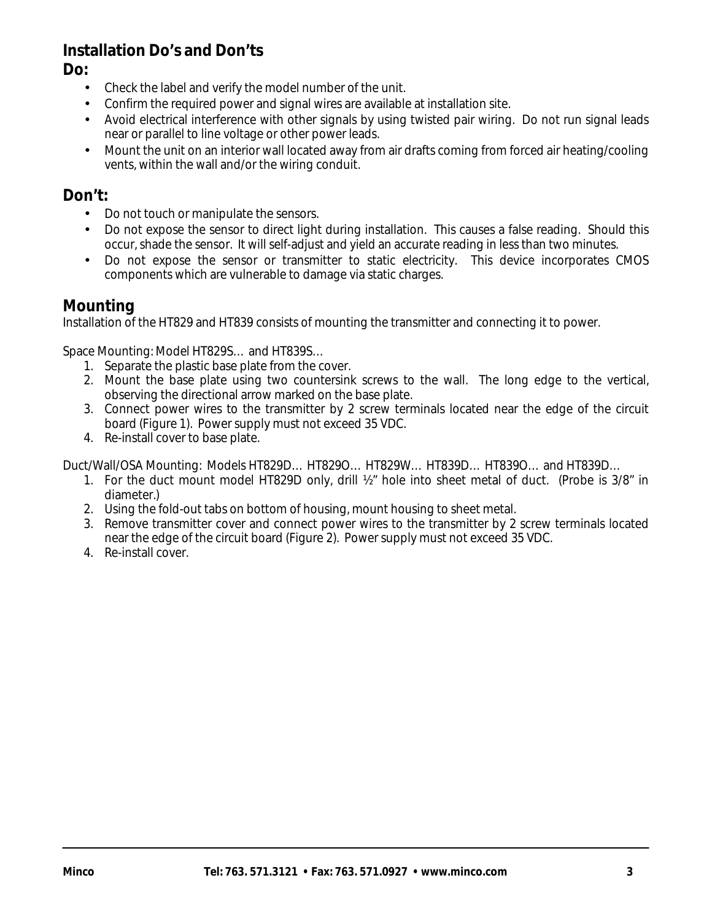# Installation Do's and Don'ts

## Do:

- Check the label and verify the model number of the unit.
- Confirm the required power and signal wires are available at installation site.
- Avoid electrical interference with other signals by using twisted pair wiring. Do not run signal leads near or parallel to line voltage or other power leads.
- Mount the unit on an interior wall located away from air drafts coming from forced air heating/cooling vents, within the wall and/or the wiring conduit.

## Don't:

- Do not touch or manipulate the sensors.
- Do not expose the sensor to direct light during installation. This causes a false reading. Should this occur, shade the sensor. It will self-adjust and yield an accurate reading in less than two minutes.
- Do not expose the sensor or transmitter to static electricity. This device incorporates CMOS components which are vulnerable to damage via static charges.

# Mounting

Installation of the HT829 and HT839 consists of mounting the transmitter and connecting it to power.

Space Mounting: Model HT829S… and HT839S…

1. Separate the plastic base plate from the cover.
2. Mount the base plate using two countersink screws to the wall. The long edge to the vertical, observing the directional arrow marked on the base plate.
3. Connect power wires to the transmitter by 2 screw terminals located near the edge of the circuit board (Figure 1). Power supply must not exceed 35 VDC.
4. Re-install cover to base plate.

Duct/Wall/OSA Mounting: Models HT829D… HT829O… HT829W… HT839D… HT839O… and HT839D…

1. For the duct mount model HT829D only, drill ½" hole into sheet metal of duct. (Probe is 3/8" in diameter.)
2. Using the fold-out tabs on bottom of housing, mount housing to sheet metal.
3. Remove transmitter cover and connect power wires to the transmitter by 2 screw terminals located near the edge of the circuit board (Figure 2). Power supply must not exceed 35 VDC.
4. Re-install cover.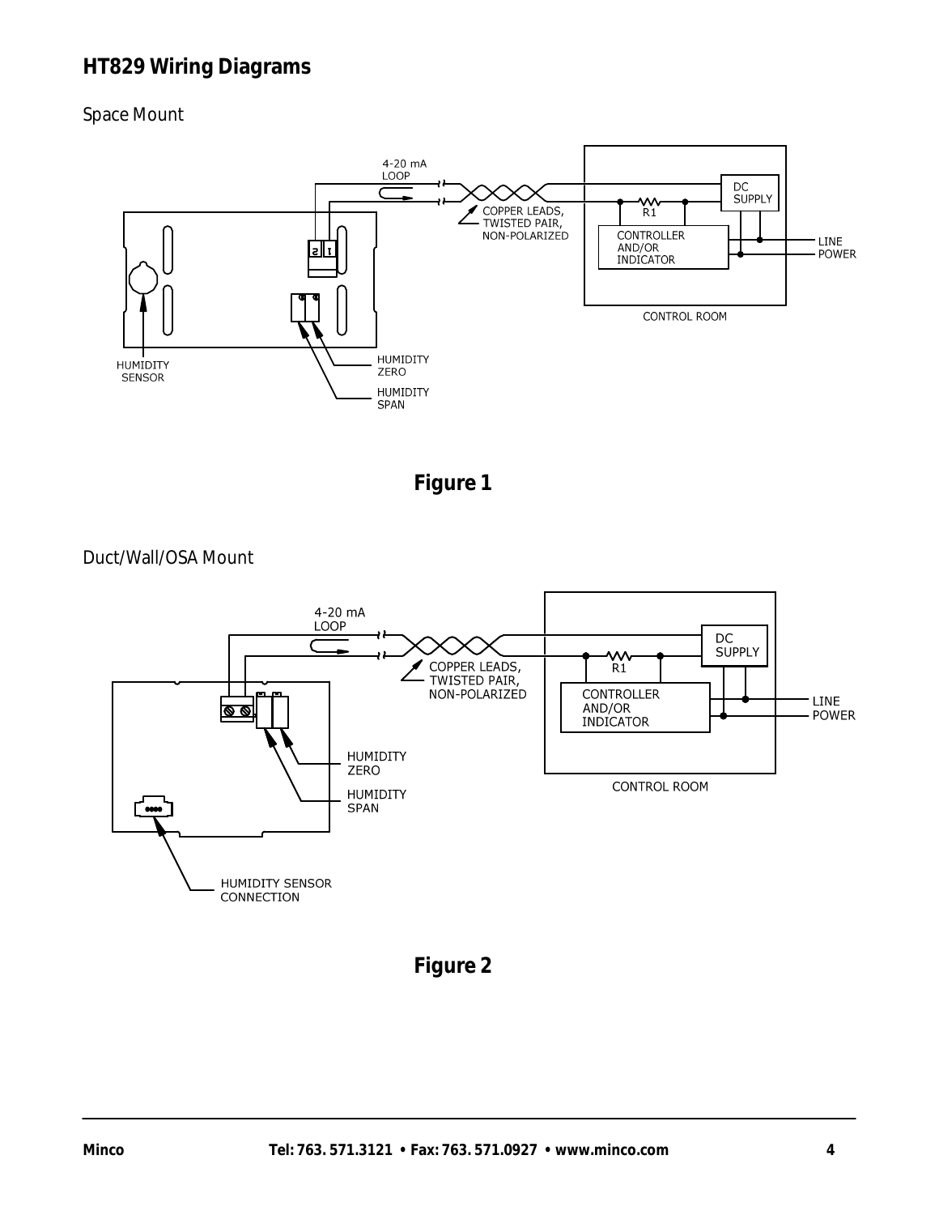## HT829 Wiring Diagrams

Space Mount

4-20 mA LOOP

COPPER LEADS, TWISTED PAIR, NON-POLARIZED

DC SUPPLY

R1

CONTROLLER AND/OR INDICATOR

LINE POWER

CONTROL ROOM

HUMIDITY SENSOR

HUMIDITY ZERO

HUMIDITY SPAN

**Figure 1**

Duct/Wall/OSA Mount

4-20 mA LOOP

COPPER LEADS, TWISTED PAIR, NON-POLARIZED

DC SUPPLY

R1

CONTROLLER AND/OR INDICATOR

LINE POWER

CONTROL ROOM

HUMIDITY ZERO

HUMIDITY SPAN

HUMIDITY SENSOR CONNECTION

**Figure 2**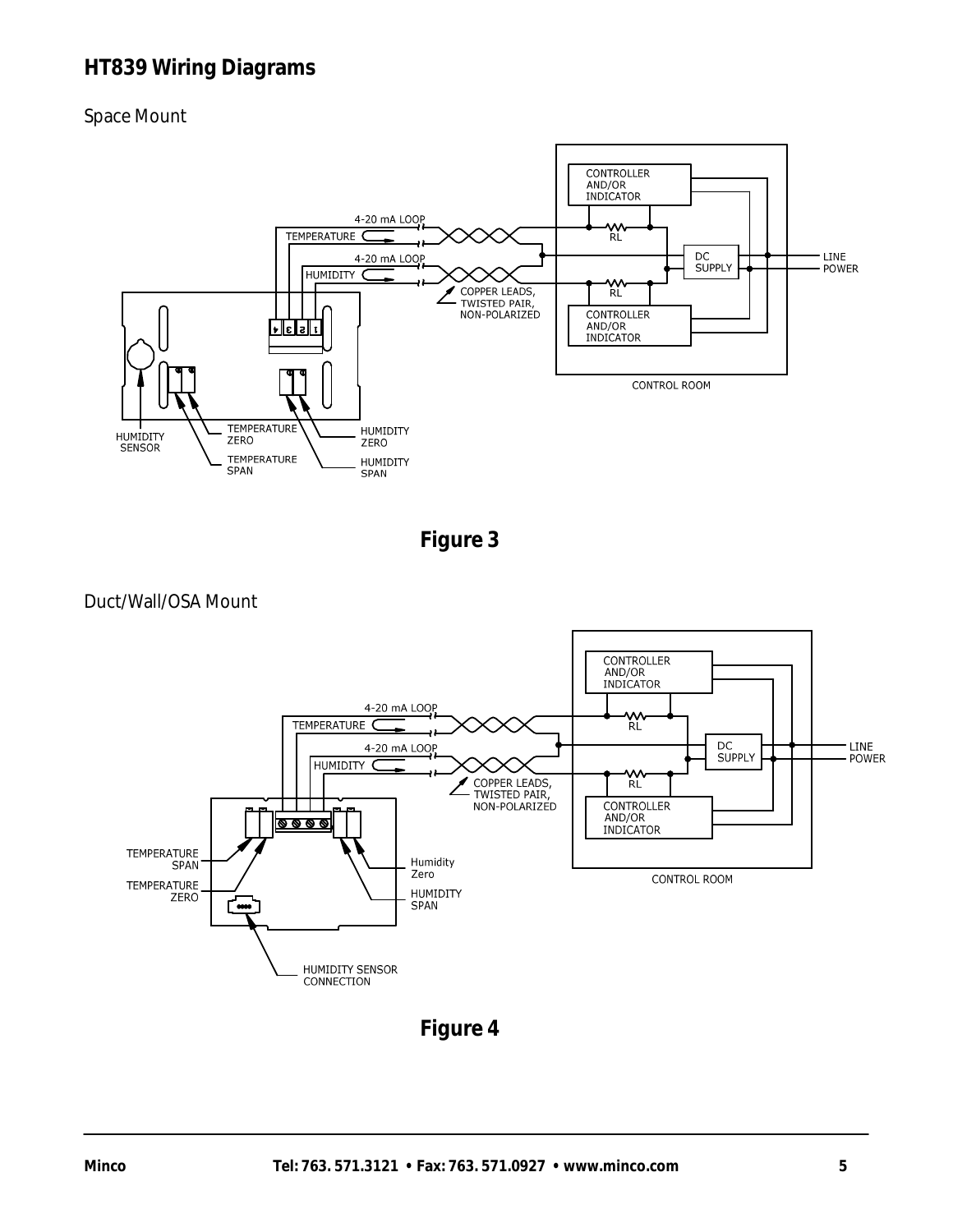## HT839 Wiring Diagrams

Space Mount

**Figure 3**

Duct/Wall/OSA Mount

**Figure 4**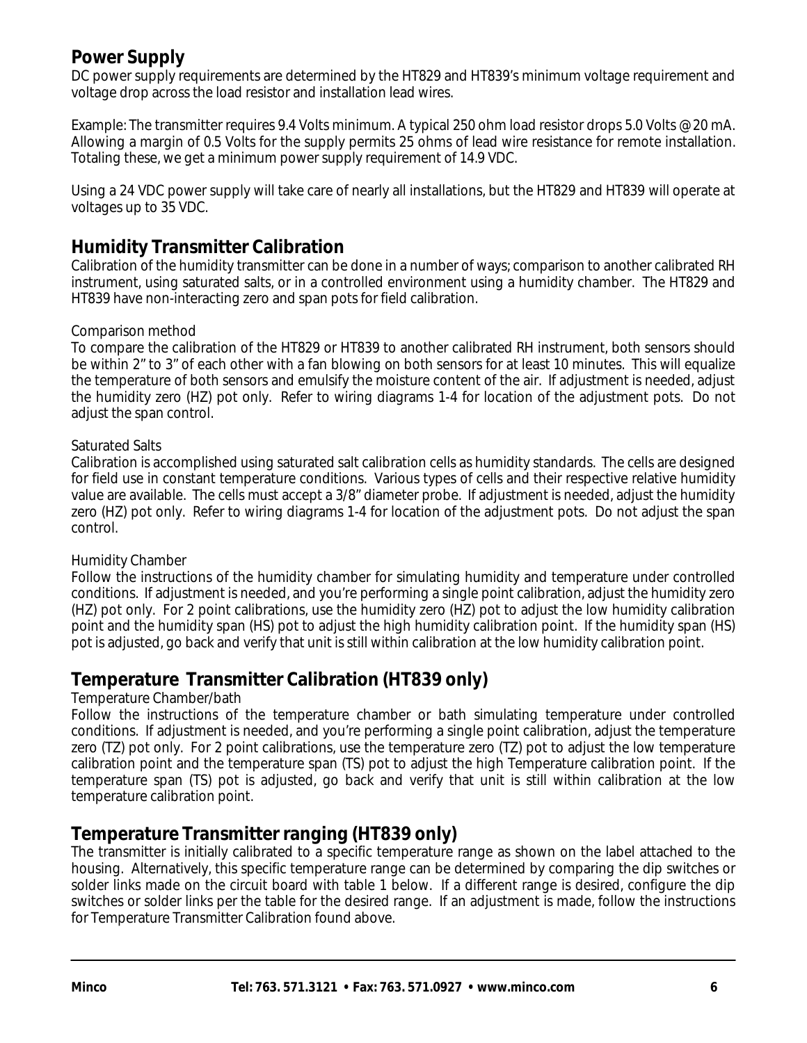## Power Supply

DC power supply requirements are determined by the HT829 and HT839's minimum voltage requirement and voltage drop across the load resistor and installation lead wires.

Example: The transmitter requires 9.4 Volts minimum. A typical 250 ohm load resistor drops 5.0 Volts @ 20 mA. Allowing a margin of 0.5 Volts for the supply permits 25 ohms of lead wire resistance for remote installation. Totaling these, we get a minimum power supply requirement of 14.9 VDC.

Using a 24 VDC power supply will take care of nearly all installations, but the HT829 and HT839 will operate at voltages up to 35 VDC.

## Humidity Transmitter Calibration

Calibration of the humidity transmitter can be done in a number of ways; comparison to another calibrated RH instrument, using saturated salts, or in a controlled environment using a humidity chamber. The HT829 and HT839 have non-interacting zero and span pots for field calibration.

Comparison method

To compare the calibration of the HT829 or HT839 to another calibrated RH instrument, both sensors should be within 2" to 3" of each other with a fan blowing on both sensors for at least 10 minutes. This will equalize the temperature of both sensors and emulsify the moisture content of the air. If adjustment is needed, adjust the humidity zero (HZ) pot only. Refer to wiring diagrams 1-4 for location of the adjustment pots. Do not adjust the span control.

Saturated Salts

Calibration is accomplished using saturated salt calibration cells as humidity standards. The cells are designed for field use in constant temperature conditions. Various types of cells and their respective relative humidity value are available. The cells must accept a 3/8" diameter probe. If adjustment is needed, adjust the humidity zero (HZ) pot only. Refer to wiring diagrams 1-4 for location of the adjustment pots. Do not adjust the span control.

Humidity Chamber

Follow the instructions of the humidity chamber for simulating humidity and temperature under controlled conditions. If adjustment is needed, and you're performing a single point calibration, adjust the humidity zero (HZ) pot only. For 2 point calibrations, use the humidity zero (HZ) pot to adjust the low humidity calibration point and the humidity span (HS) pot to adjust the high humidity calibration point. If the humidity span (HS) pot is adjusted, go back and verify that unit is still within calibration at the low humidity calibration point.

## Temperature Transmitter Calibration (HT839 only)

Temperature Chamber/bath

Follow the instructions of the temperature chamber or bath simulating temperature under controlled conditions. If adjustment is needed, and you're performing a single point calibration, adjust the temperature zero (TZ) pot only. For 2 point calibrations, use the temperature zero (TZ) pot to adjust the low temperature calibration point and the temperature span (TS) pot to adjust the high Temperature calibration point. If the temperature span (TS) pot is adjusted, go back and verify that unit is still within calibration at the low temperature calibration point.

## Temperature Transmitter ranging (HT839 only)

The transmitter is initially calibrated to a specific temperature range as shown on the label attached to the housing. Alternatively, this specific temperature range can be determined by comparing the dip switches or solder links made on the circuit board with table 1 below. If a different range is desired, configure the dip switches or solder links per the table for the desired range. If an adjustment is made, follow the instructions for Temperature Transmitter Calibration found above.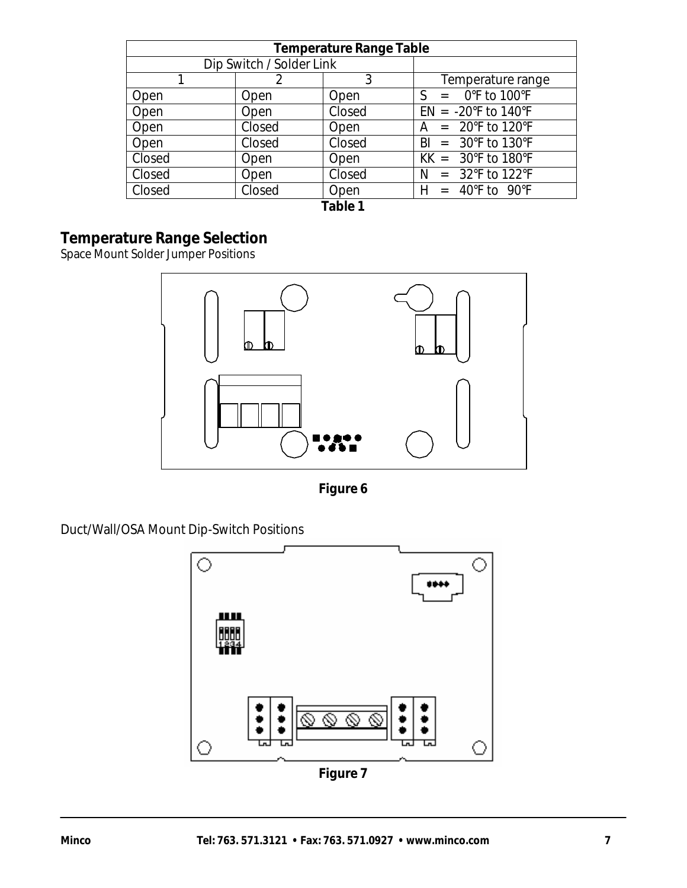| Temperature Range Table | | | |
|---|---|---|---|
| Dip Switch / Solder Link | | | |
| 1 | 2 | 3 | Temperature range |
| Open | Open | Open | S = 0°F to 100°F |
| Open | Open | Closed | EN = -20°F to 140°F |
| Open | Closed | Open | A = 20°F to 120°F |
| Open | Closed | Closed | BI = 30°F to 130°F |
| Closed | Open | Open | KK = 30°F to 180°F |
| Closed | Open | Closed | N = 32°F to 122°F |
| Closed | Closed | Open | H = 40°F to 90°F |

**Table 1**

## Temperature Range Selection

Space Mount Solder Jumper Positions

**Figure 6**

Duct/Wall/OSA Mount Dip-Switch Positions

**Figure 7**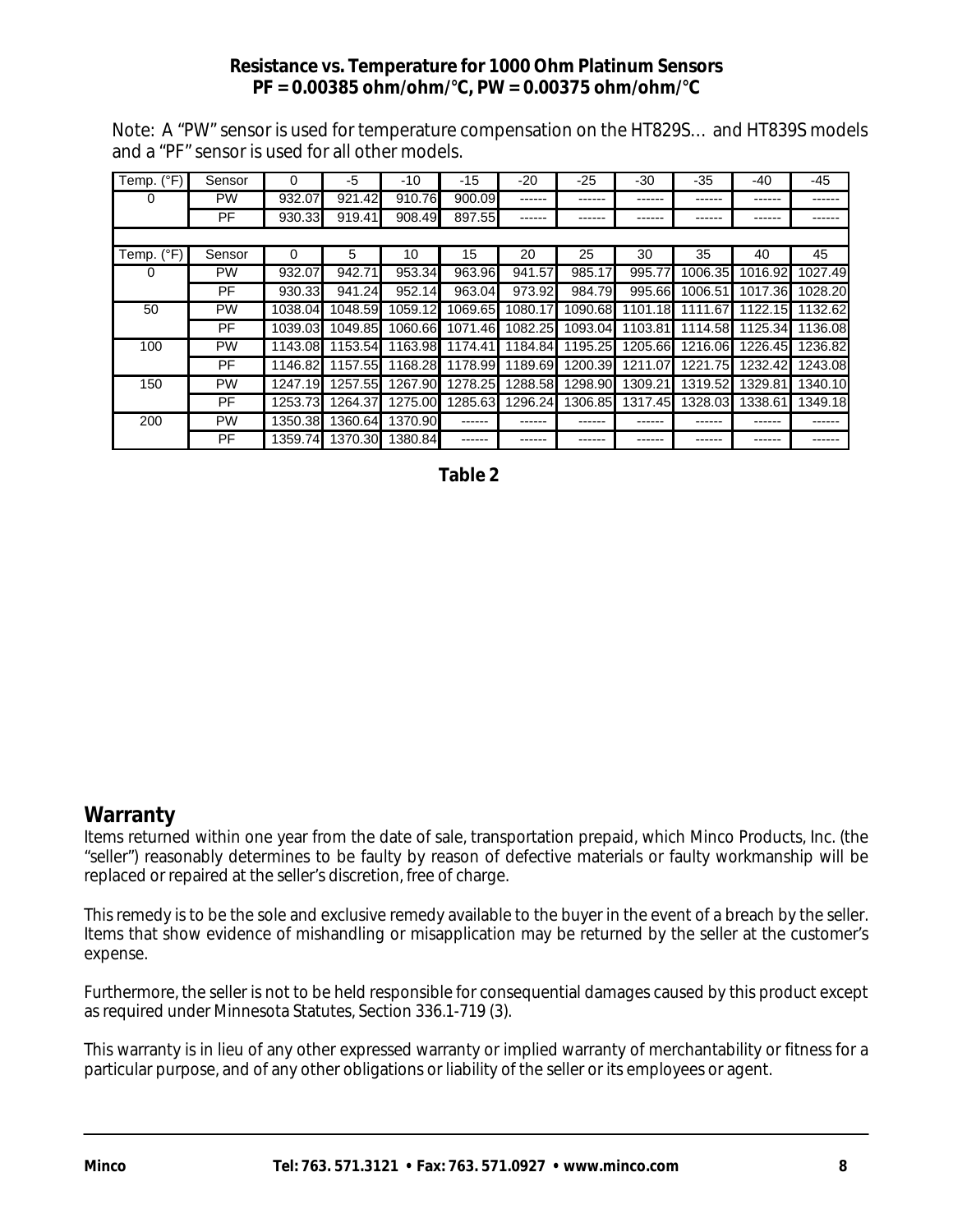**Resistance vs. Temperature for 1000 Ohm Platinum Sensors**
**PF = 0.00385 ohm/ohm/°C, PW = 0.00375 ohm/ohm/°C**

Note: A "PW" sensor is used for temperature compensation on the HT829S… and HT839S models and a "PF" sensor is used for all other models.

| Temp. (°F) | Sensor | 0 | -5 | -10 | -15 | -20 | -25 | -30 | -35 | -40 | -45 |
|---|---|---|---|---|---|---|---|---|---|---|---|
| 0 | PW | 932.07 | 921.42 | 910.76 | 900.09 | ------ | ------ | ------ | ------ | ------ | ------ |
| | PF | 930.33 | 919.41 | 908.49 | 897.55 | ------ | ------ | ------ | ------ | ------ | ------ |
| | | | | | | | | | | | |
| Temp. (°F) | Sensor | 0 | 5 | 10 | 15 | 20 | 25 | 30 | 35 | 40 | 45 |
| 0 | PW | 932.07 | 942.71 | 953.34 | 963.96 | 941.57 | 985.17 | 995.77 | 1006.35 | 1016.92 | 1027.49 |
| | PF | 930.33 | 941.24 | 952.14 | 963.04 | 973.92 | 984.79 | 995.66 | 1006.51 | 1017.36 | 1028.20 |
| 50 | PW | 1038.04 | 1048.59 | 1059.12 | 1069.65 | 1080.17 | 1090.68 | 1101.18 | 1111.67 | 1122.15 | 1132.62 |
| | PF | 1039.03 | 1049.85 | 1060.66 | 1071.46 | 1082.25 | 1093.04 | 1103.81 | 1114.58 | 1125.34 | 1136.08 |
| 100 | PW | 1143.08 | 1153.54 | 1163.98 | 1174.41 | 1184.84 | 1195.25 | 1205.66 | 1216.06 | 1226.45 | 1236.82 |
| | PF | 1146.82 | 1157.55 | 1168.28 | 1178.99 | 1189.69 | 1200.39 | 1211.07 | 1221.75 | 1232.42 | 1243.08 |
| 150 | PW | 1247.19 | 1257.55 | 1267.90 | 1278.25 | 1288.58 | 1298.90 | 1309.21 | 1319.52 | 1329.81 | 1340.10 |
| | PF | 1253.73 | 1264.37 | 1275.00 | 1285.63 | 1296.24 | 1306.85 | 1317.45 | 1328.03 | 1338.61 | 1349.18 |
| 200 | PW | 1350.38 | 1360.64 | 1370.90 | ------ | ------ | ------ | ------ | ------ | ------ | ------ |
| | PF | 1359.74 | 1370.30 | 1380.84 | ------ | ------ | ------ | ------ | ------ | ------ | ------ |

**Table 2**

## Warranty

Items returned within one year from the date of sale, transportation prepaid, which Minco Products, Inc. (the "seller") reasonably determines to be faulty by reason of defective materials or faulty workmanship will be replaced or repaired at the seller's discretion, free of charge.

This remedy is to be the sole and exclusive remedy available to the buyer in the event of a breach by the seller. Items that show evidence of mishandling or misapplication may be returned by the seller at the customer's expense.

Furthermore, the seller is not to be held responsible for consequential damages caused by this product except as required under Minnesota Statutes, Section 336.1-719 (3).

This warranty is in lieu of any other expressed warranty or implied warranty of merchantability or fitness for a particular purpose, and of any other obligations or liability of the seller or its employees or agent.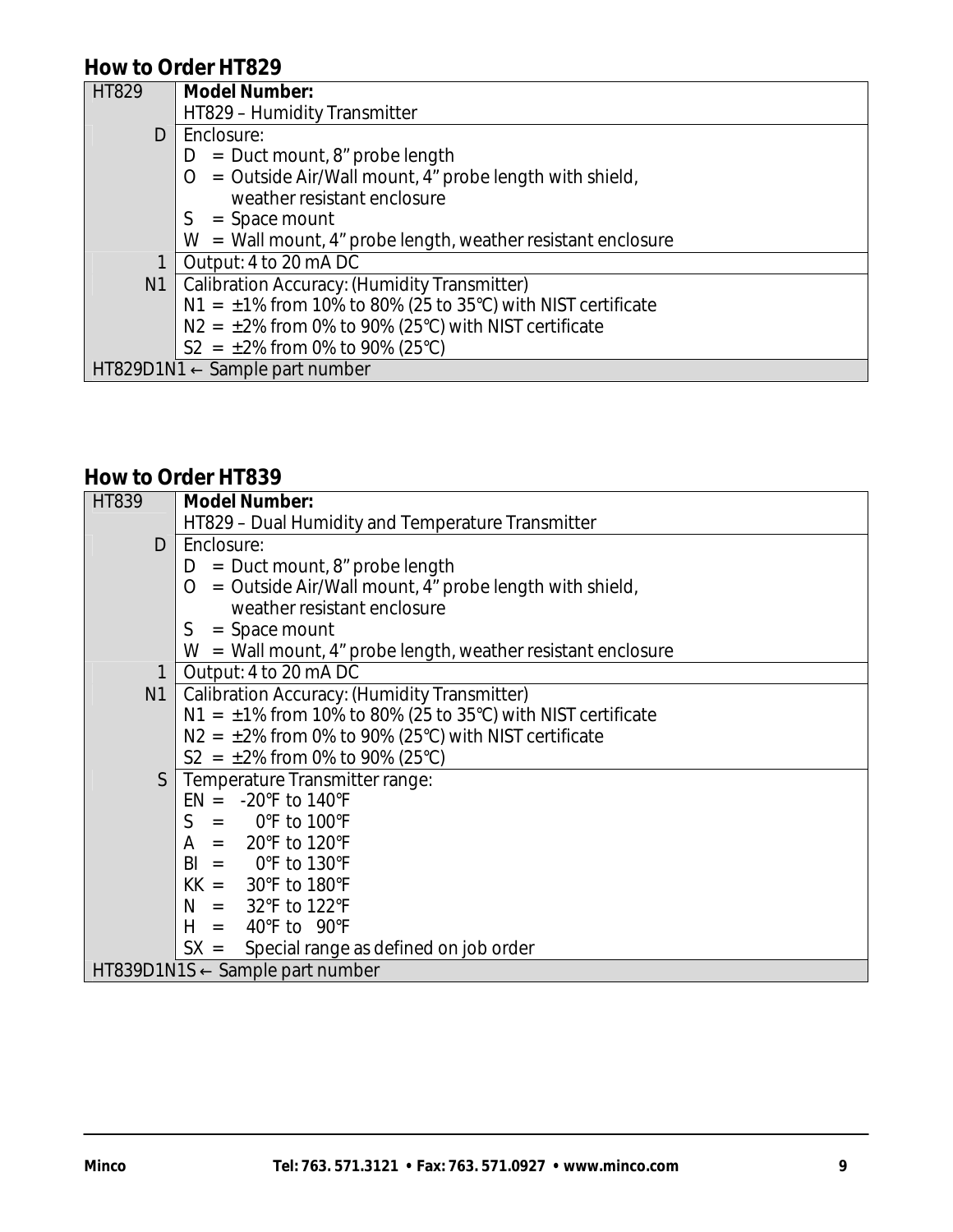## How to Order HT829

| HT829 | **Model Number:**<br>HT829 – Humidity Transmitter |
|---|---|
| D | Enclosure:<br>D = Duct mount, 8" probe length<br>O = Outside Air/Wall mount, 4" probe length with shield, weather resistant enclosure<br>S = Space mount<br>W = Wall mount, 4" probe length, weather resistant enclosure |
| 1 | Output: 4 to 20 mA DC |
| N1 | Calibration Accuracy: (Humidity Transmitter)<br>N1 = ±1% from 10% to 80% (25 to 35°C) with NIST certificate<br>N2 = ±2% from 0% to 90% (25°C) with NIST certificate<br>S2 = ±2% from 0% to 90% (25°C) |
| HT829D1N1 ← Sample part number | |

## How to Order HT839

| HT839 | **Model Number:**<br>HT829 – Dual Humidity and Temperature Transmitter |
|---|---|
| D | Enclosure:<br>D = Duct mount, 8" probe length<br>O = Outside Air/Wall mount, 4" probe length with shield, weather resistant enclosure<br>S = Space mount<br>W = Wall mount, 4" probe length, weather resistant enclosure |
| 1 | Output: 4 to 20 mA DC |
| N1 | Calibration Accuracy: (Humidity Transmitter)<br>N1 = ±1% from 10% to 80% (25 to 35°C) with NIST certificate<br>N2 = ±2% from 0% to 90% (25°C) with NIST certificate<br>S2 = ±2% from 0% to 90% (25°C) |
| S | Temperature Transmitter range:<br>EN = -20°F to 140°F<br>S = 0°F to 100°F<br>A = 20°F to 120°F<br>BI = 0°F to 130°F<br>KK = 30°F to 180°F<br>N = 32°F to 122°F<br>H = 40°F to 90°F<br>SX = Special range as defined on job order |
| HT839D1N1S ← Sample part number | |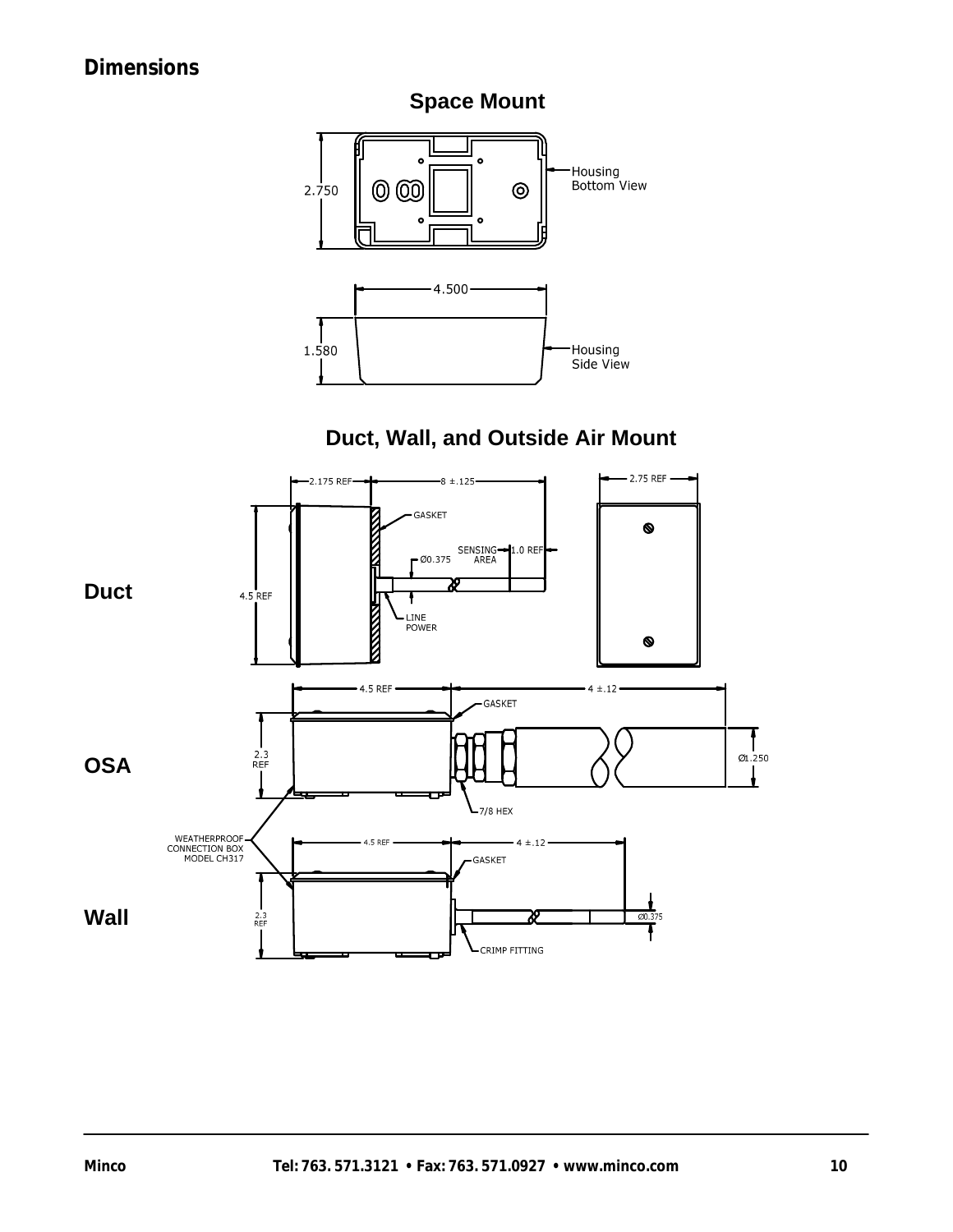## Dimensions

### Space Mount

2.750

Housing Bottom View

4.500

1.580

Housing Side View

### Duct, Wall, and Outside Air Mount

**Duct**

2.175 REF

8 ±.125

GASKET

SENSING AREA

1.0 REF

Ø0.375

4.5 REF

LINE POWER

2.75 REF

**OSA**

4.5 REF

4 ±.12

GASKET

2.3 REF

Ø1.250

7/8 HEX

WEATHERPROOF CONNECTION BOX MODEL CH317

**Wall**

4.5 REF

4 ±.12

GASKET

2.3 REF

Ø0.375

CRIMP FITTING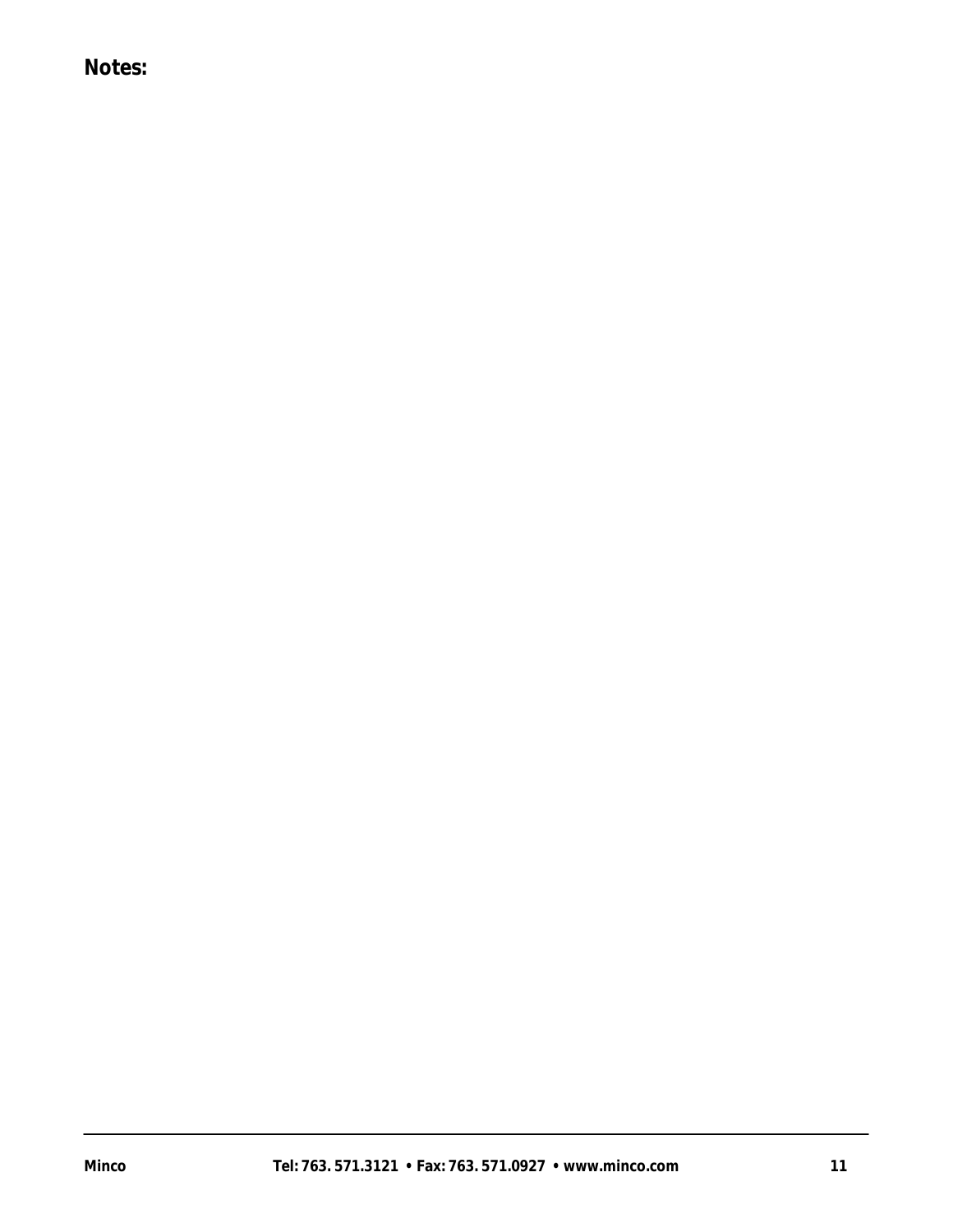**Notes:**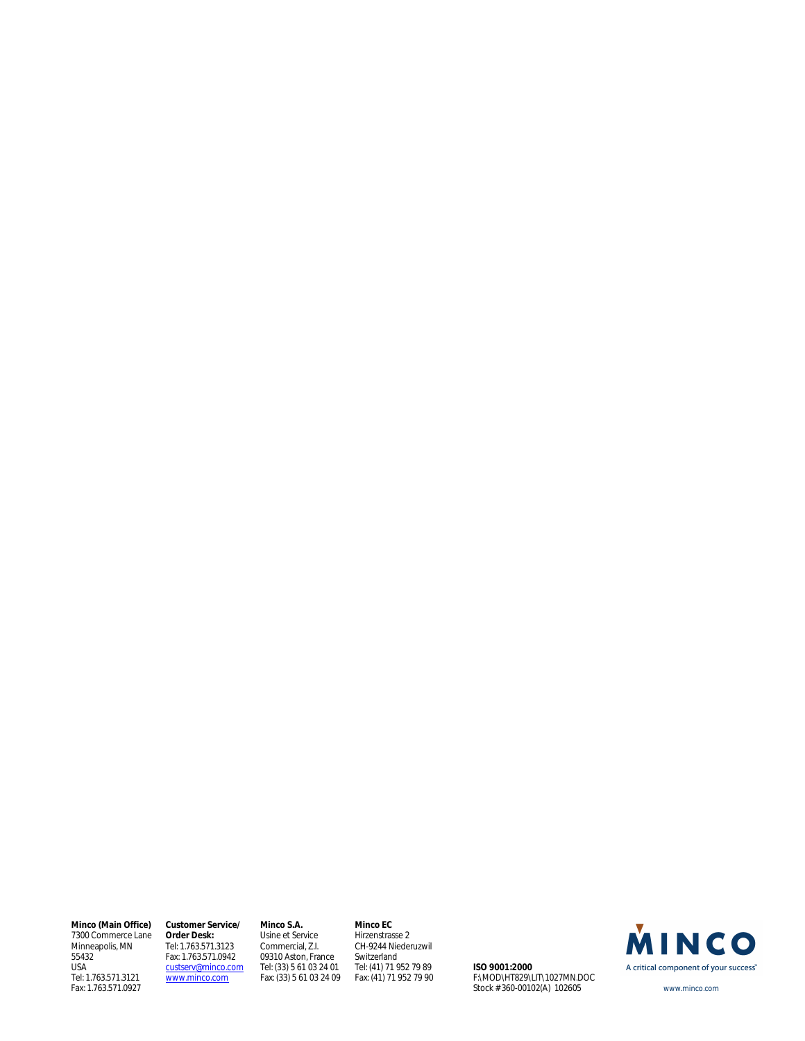**Minco (Main Office)**
7300 Commerce Lane
Minneapolis, MN
55432
USA
Tel: 1.763.571.3121
Fax: 1.763.571.0927

**Customer Service/ Order Desk:**
Tel: 1.763.571.3123
Fax: 1.763.571.0942
custserv@minco.com
www.minco.com

**Minco S.A.**
Usine et Service
Commercial, Z.I.
09310 Aston, France
Tel: (33) 5 61 03 24 01
Fax: (33) 5 61 03 24 09

**Minco EC**
Hirzenstrasse 2
CH-9244 Niederuzwil
Switzerland
Tel: (41) 71 952 79 89
Fax: (41) 71 952 79 90

**ISO 9001:2000**
F:\MOD\HT829\LIT\1027MN.DOC
Stock # 360-00102(A) 102605

MINCO
A critical component of your success®

www.minco.com